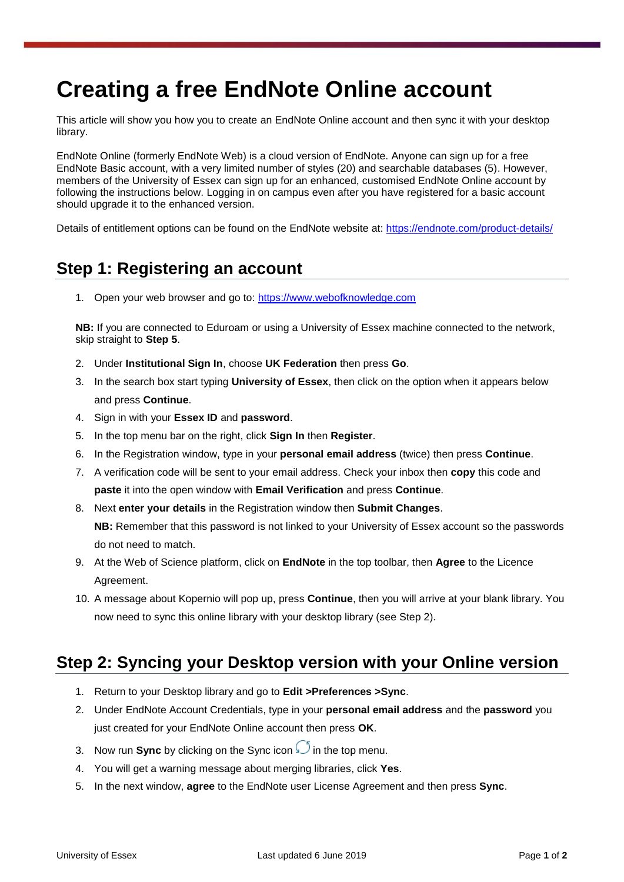# Creating a free EndNote Online account

This article will show you how you to create an EndNote Online account and then sync it with your desktop library.

EndNote Online (formerly EndNote Web) is a cloud version of EndNote. Anyone can sign up for a free EndNote Basic account, with a very limited number of styles (20) and searchable databases (5). However, members of the University of Essex can sign up for an enhanced, customised EndNote Online account by following the instructions below. Logging in on campus even after you have registered for a basic account should upgrade it to the enhanced version.

Details of entitlement options can be found on the EndNote website at: https://endnote.com/product-details/

## Step 1: Registering an account

1. Open your web browser and go to: https://www.webofknowledge.com

   **NB:** If you are connected to Eduroam or using a University of Essex machine connected to the network, skip straight to **Step 5**.

2. Under **Institutional Sign In**, choose **UK Federation** then press **Go**.
3. In the search box start typing **University of Essex**, then click on the option when it appears below and press **Continue**.
4. Sign in with your **Essex ID** and **password**.
5. In the top menu bar on the right, click **Sign In** then **Register**.
6. In the Registration window, type in your **personal email address** (twice) then press **Continue**.
7. A verification code will be sent to your email address. Check your inbox then **copy** this code and **paste** it into the open window with **Email Verification** and press **Continue**.
8. Next **enter your details** in the Registration window then **Submit Changes**.
   **NB:** Remember that this password is not linked to your University of Essex account so the passwords do not need to match.
9. At the Web of Science platform, click on **EndNote** in the top toolbar, then **Agree** to the Licence Agreement.
10. A message about Kopernio will pop up, press **Continue**, then you will arrive at your blank library. You now need to sync this online library with your desktop library (see Step 2).

## Step 2: Syncing your Desktop version with your Online version

1. Return to your Desktop library and go to **Edit >Preferences >Sync**.
2. Under EndNote Account Credentials, type in your **personal email address** and the **password** you just created for your EndNote Online account then press **OK**.
3. Now run **Sync** by clicking on the Sync icon in the top menu.
4. You will get a warning message about merging libraries, click **Yes**.
5. In the next window, **agree** to the EndNote user License Agreement and then press **Sync**.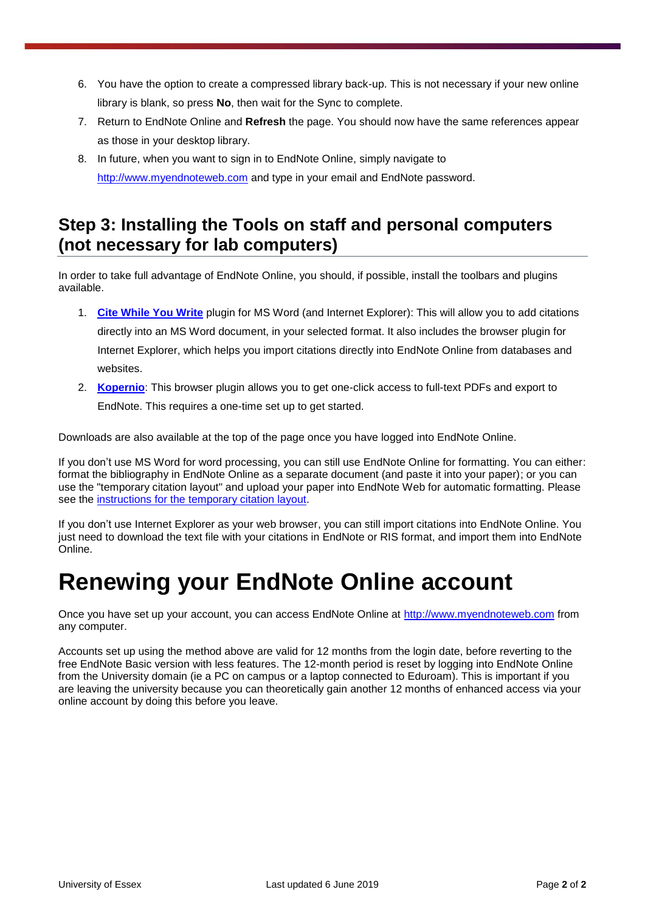6. You have the option to create a compressed library back-up. This is not necessary if your new online library is blank, so press **No**, then wait for the Sync to complete.
7. Return to EndNote Online and **Refresh** the page. You should now have the same references appear as those in your desktop library.
8. In future, when you want to sign in to EndNote Online, simply navigate to http://www.myendnoteweb.com and type in your email and EndNote password.

## Step 3: Installing the Tools on staff and personal computers (not necessary for lab computers)

In order to take full advantage of EndNote Online, you should, if possible, install the toolbars and plugins available.

1. **Cite While You Write** plugin for MS Word (and Internet Explorer): This will allow you to add citations directly into an MS Word document, in your selected format. It also includes the browser plugin for Internet Explorer, which helps you import citations directly into EndNote Online from databases and websites.
2. **Kopernio**: This browser plugin allows you to get one-click access to full-text PDFs and export to EndNote. This requires a one-time set up to get started.

Downloads are also available at the top of the page once you have logged into EndNote Online.

If you don't use MS Word for word processing, you can still use EndNote Online for formatting. You can either: format the bibliography in EndNote Online as a separate document (and paste it into your paper); or you can use the "temporary citation layout" and upload your paper into EndNote Web for automatic formatting. Please see the instructions for the temporary citation layout.

If you don't use Internet Explorer as your web browser, you can still import citations into EndNote Online. You just need to download the text file with your citations in EndNote or RIS format, and import them into EndNote Online.

# Renewing your EndNote Online account

Once you have set up your account, you can access EndNote Online at http://www.myendnoteweb.com from any computer.

Accounts set up using the method above are valid for 12 months from the login date, before reverting to the free EndNote Basic version with less features. The 12-month period is reset by logging into EndNote Online from the University domain (ie a PC on campus or a laptop connected to Eduroam). This is important if you are leaving the university because you can theoretically gain another 12 months of enhanced access via your online account by doing this before you leave.